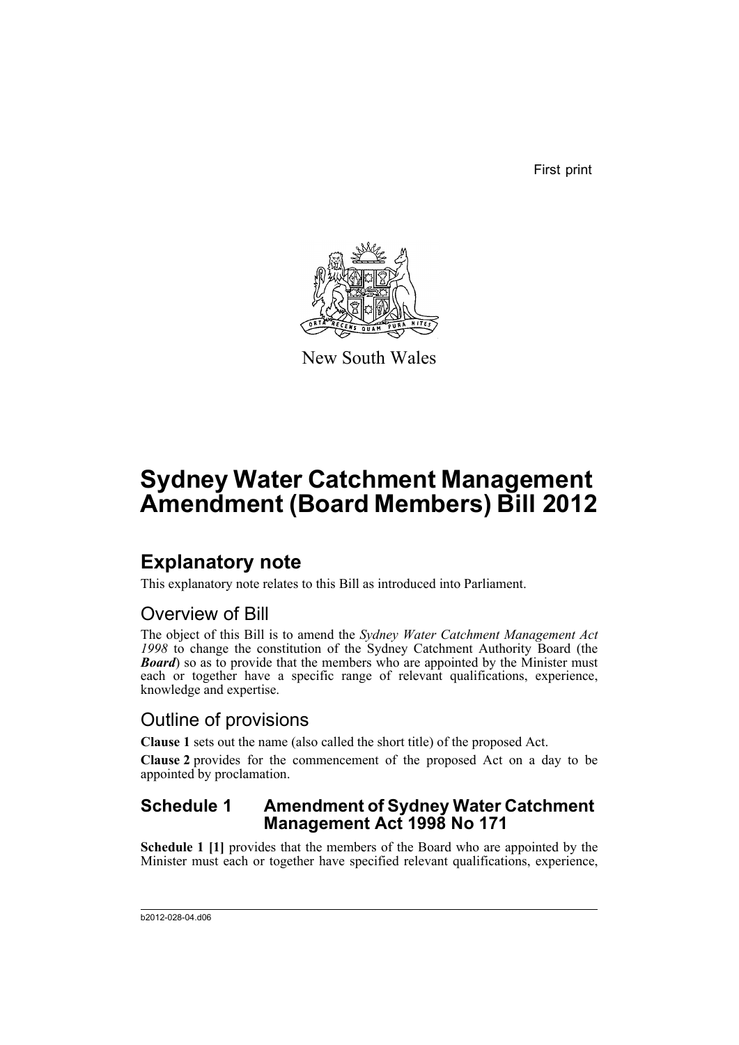First print

New South Wales

# Sydney Water Catchment Management Amendment (Board Members) Bill 2012

## Explanatory note

This explanatory note relates to this Bill as introduced into Parliament.

### Overview of Bill

The object of this Bill is to amend the *Sydney Water Catchment Management Act 1998* to change the constitution of the Sydney Catchment Authority Board (the ***Board***) so as to provide that the members who are appointed by the Minister must each or together have a specific range of relevant qualifications, experience, knowledge and expertise.

### Outline of provisions

**Clause 1** sets out the name (also called the short title) of the proposed Act.

**Clause 2** provides for the commencement of the proposed Act on a day to be appointed by proclamation.

#### Schedule 1 Amendment of Sydney Water Catchment Management Act 1998 No 171

**Schedule 1 [1]** provides that the members of the Board who are appointed by the Minister must each or together have specified relevant qualifications, experience,

b2012-028-04.d06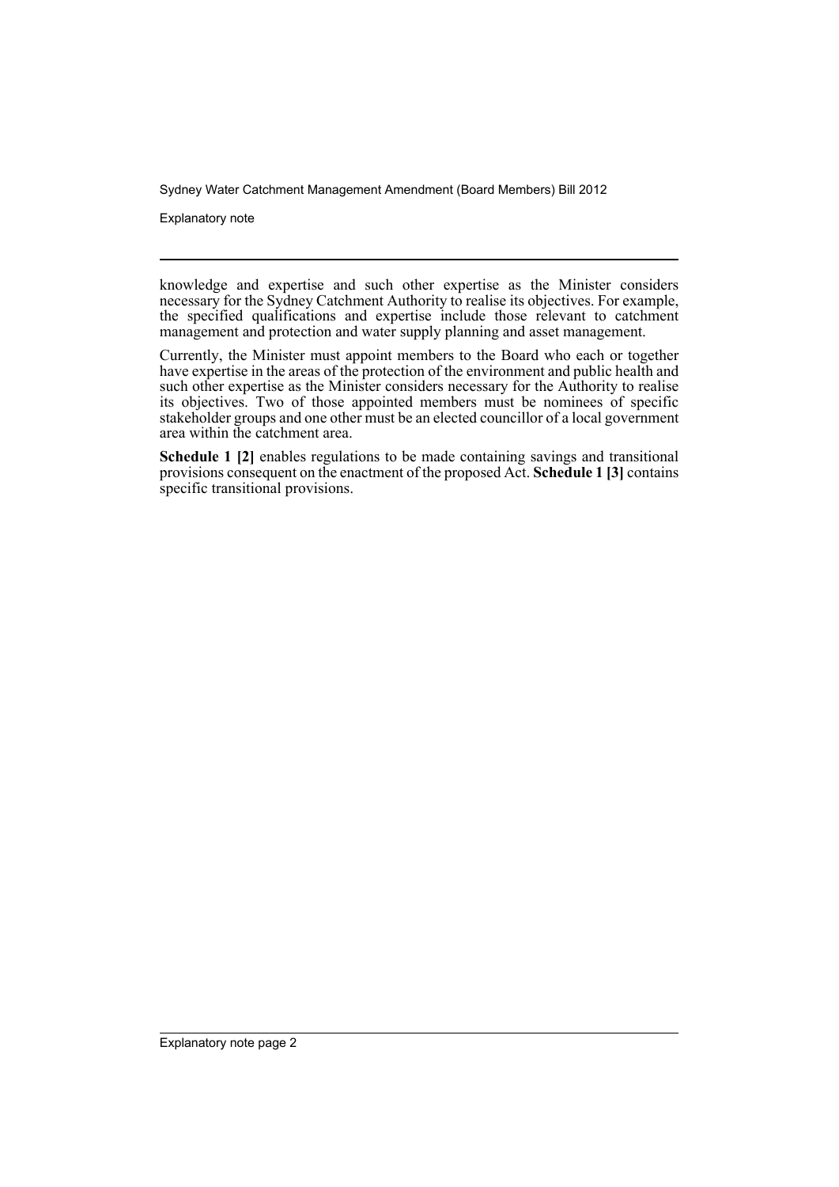knowledge and expertise and such other expertise as the Minister considers necessary for the Sydney Catchment Authority to realise its objectives. For example, the specified qualifications and expertise include those relevant to catchment management and protection and water supply planning and asset management.

Currently, the Minister must appoint members to the Board who each or together have expertise in the areas of the protection of the environment and public health and such other expertise as the Minister considers necessary for the Authority to realise its objectives. Two of those appointed members must be nominees of specific stakeholder groups and one other must be an elected councillor of a local government area within the catchment area.

**Schedule 1 [2]** enables regulations to be made containing savings and transitional provisions consequent on the enactment of the proposed Act. **Schedule 1 [3]** contains specific transitional provisions.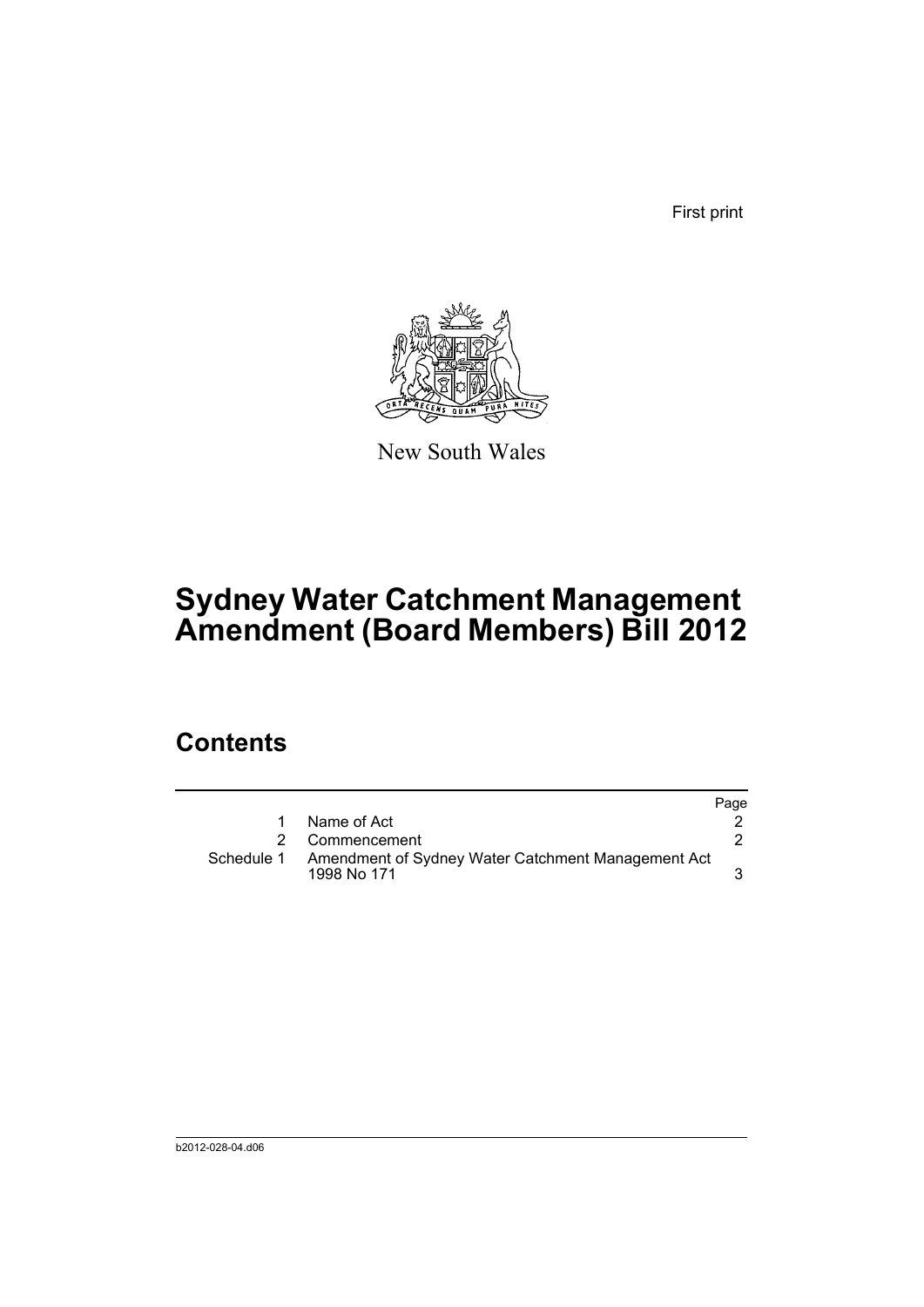First print

New South Wales

# Sydney Water Catchment Management Amendment (Board Members) Bill 2012

## Contents

| | | Page |
|---|---|---|
| 1 | Name of Act | 2 |
| 2 | Commencement | 2 |
| Schedule 1 | Amendment of Sydney Water Catchment Management Act 1998 No 171 | 3 |

b2012-028-04.d06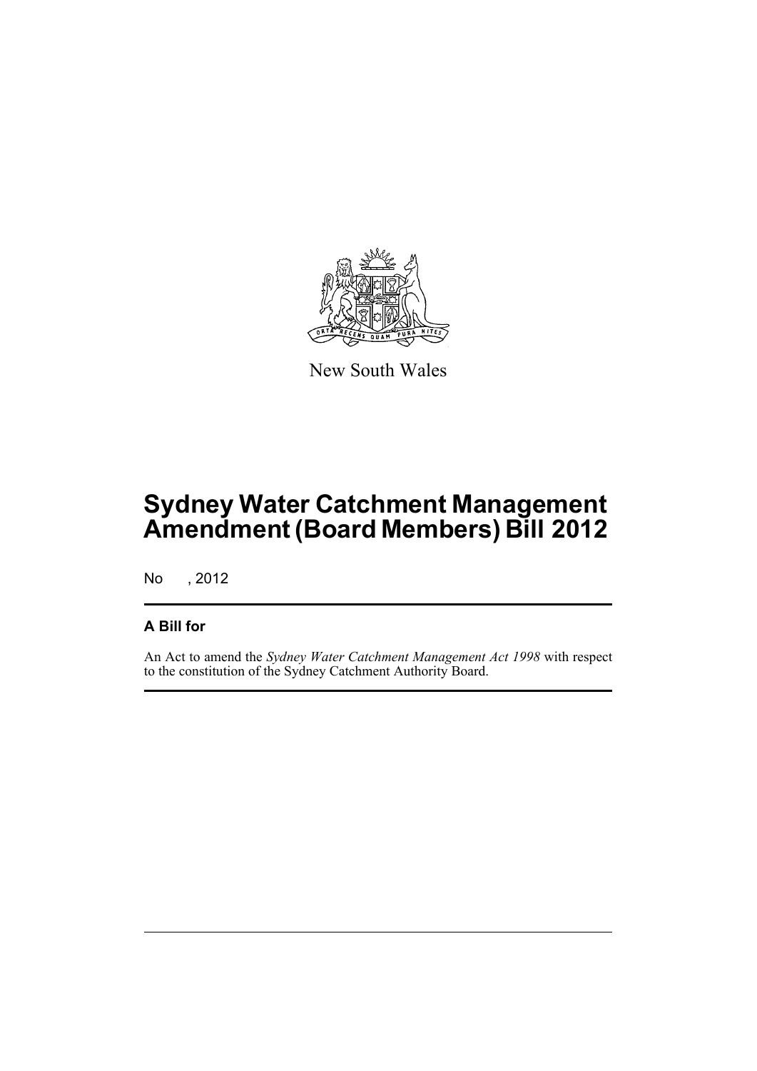New South Wales

# Sydney Water Catchment Management Amendment (Board Members) Bill 2012

No , 2012

## A Bill for

An Act to amend the *Sydney Water Catchment Management Act 1998* with respect to the constitution of the Sydney Catchment Authority Board.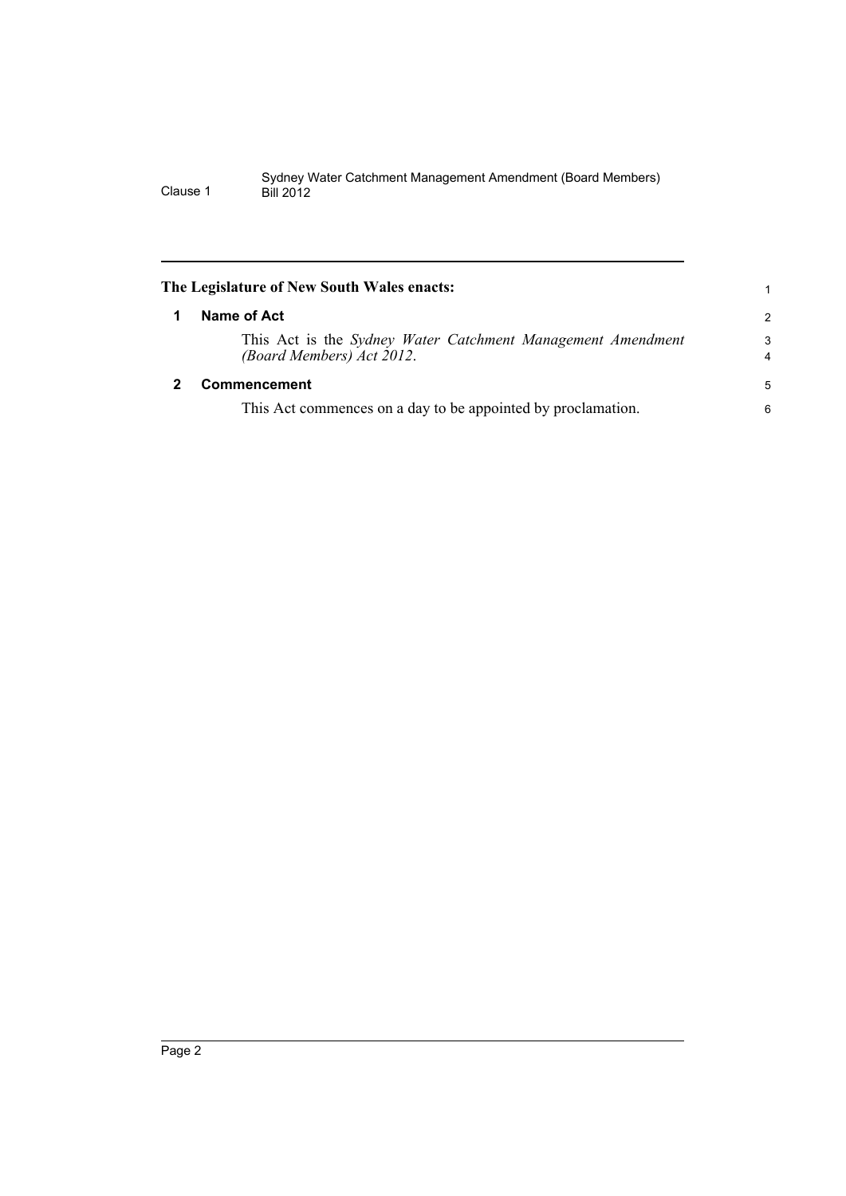**The Legislature of New South Wales enacts:**

## 1 Name of Act

This Act is the *Sydney Water Catchment Management Amendment (Board Members) Act 2012*.

## 2 Commencement

This Act commences on a day to be appointed by proclamation.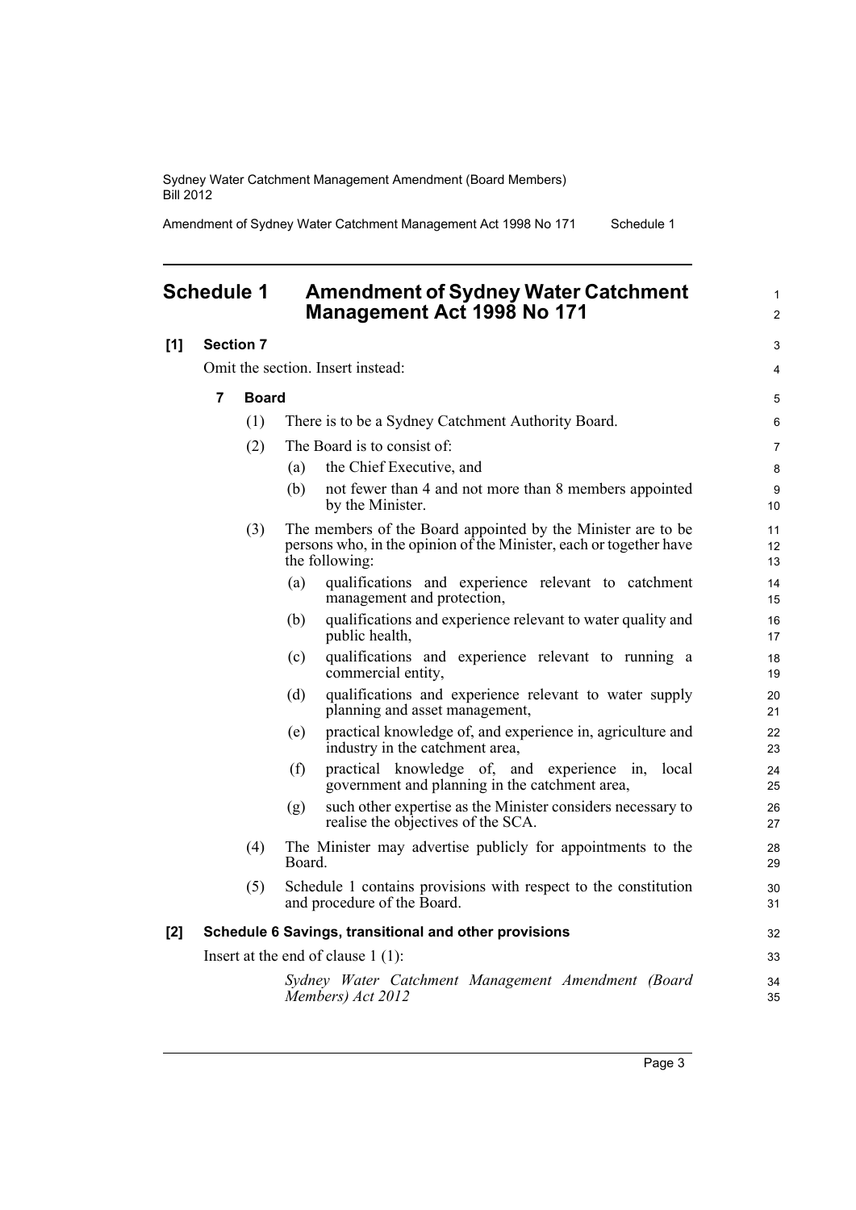## Schedule 1 Amendment of Sydney Water Catchment Management Act 1998 No 171

**[1] Section 7**

Omit the section. Insert instead:

**7 Board**

(1) There is to be a Sydney Catchment Authority Board.

(2) The Board is to consist of:

(a) the Chief Executive, and

(b) not fewer than 4 and not more than 8 members appointed by the Minister.

(3) The members of the Board appointed by the Minister are to be persons who, in the opinion of the Minister, each or together have the following:

(a) qualifications and experience relevant to catchment management and protection,

(b) qualifications and experience relevant to water quality and public health,

(c) qualifications and experience relevant to running a commercial entity,

(d) qualifications and experience relevant to water supply planning and asset management,

(e) practical knowledge of, and experience in, agriculture and industry in the catchment area,

(f) practical knowledge of, and experience in, local government and planning in the catchment area,

(g) such other expertise as the Minister considers necessary to realise the objectives of the SCA.

(4) The Minister may advertise publicly for appointments to the Board.

(5) Schedule 1 contains provisions with respect to the constitution and procedure of the Board.

**[2] Schedule 6 Savings, transitional and other provisions**

Insert at the end of clause 1 (1):

*Sydney Water Catchment Management Amendment (Board Members) Act 2012*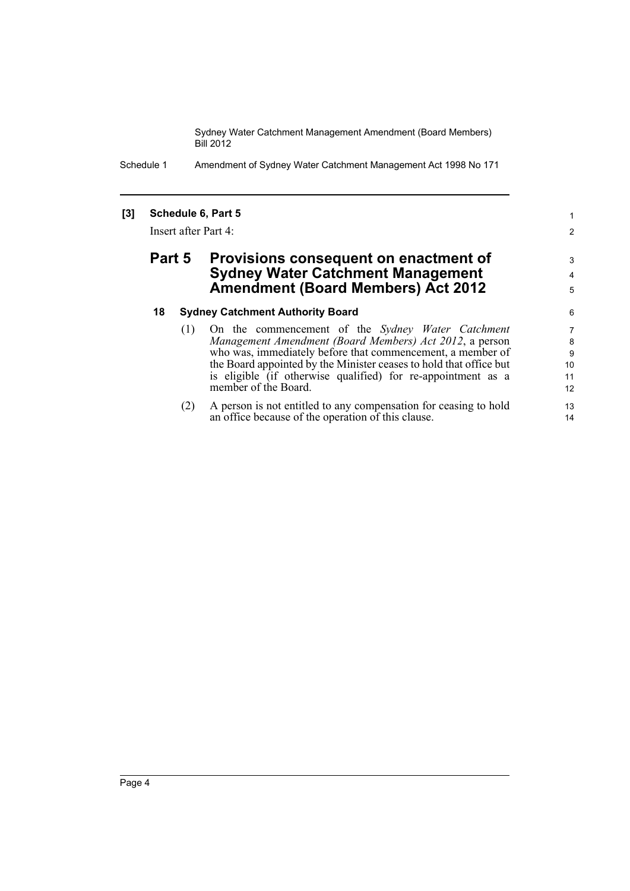**[3] Schedule 6, Part 5**

Insert after Part 4:

## Part 5 Provisions consequent on enactment of Sydney Water Catchment Management Amendment (Board Members) Act 2012

### 18 Sydney Catchment Authority Board

(1) On the commencement of the *Sydney Water Catchment Management Amendment (Board Members) Act 2012*, a person who was, immediately before that commencement, a member of the Board appointed by the Minister ceases to hold that office but is eligible (if otherwise qualified) for re-appointment as a member of the Board.

(2) A person is not entitled to any compensation for ceasing to hold an office because of the operation of this clause.